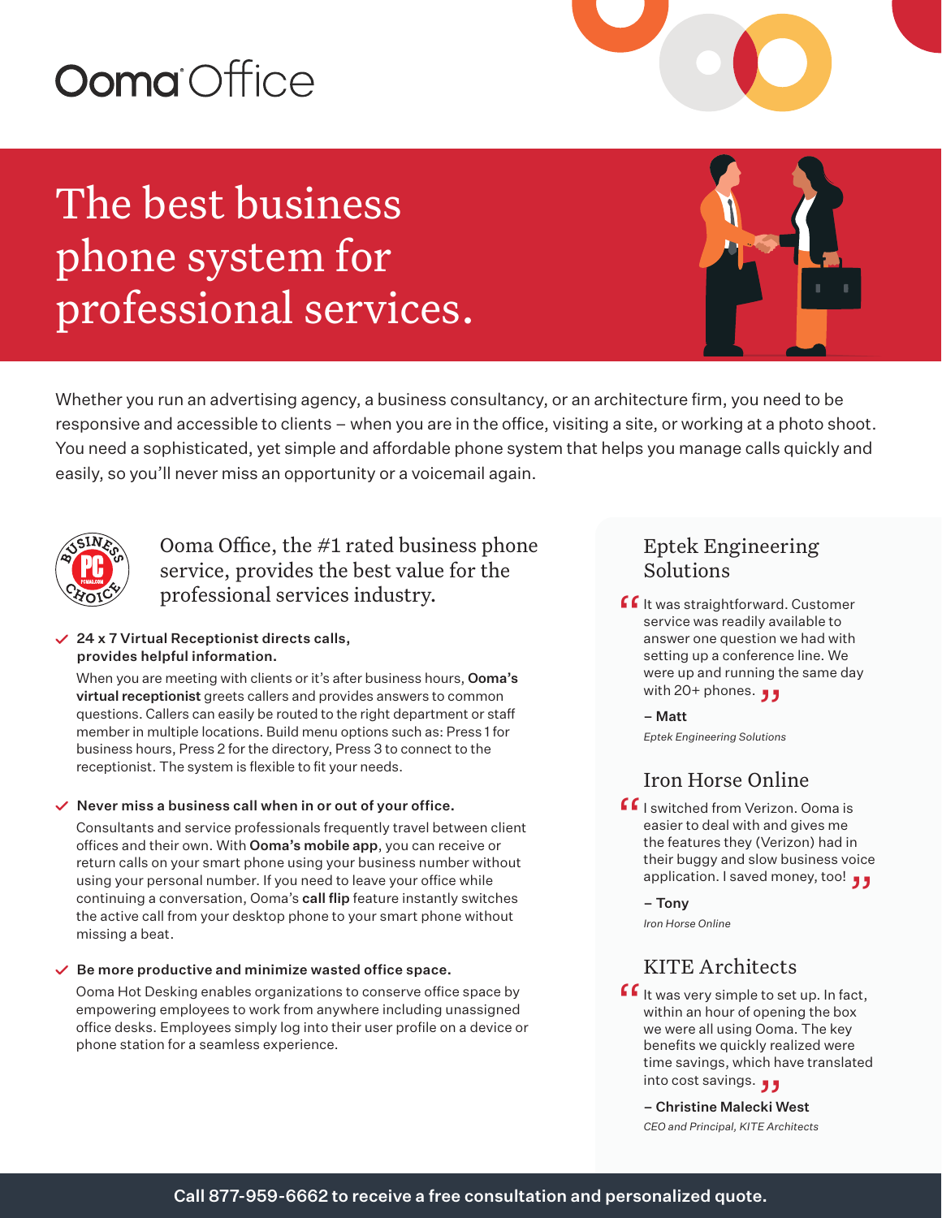Ooma Office

# The best business phone system for professional services.

Whether you run an advertising agency, a business consultancy, or an architecture firm, you need to be responsive and accessible to clients – when you are in the office, visiting a site, or working at a photo shoot. You need a sophisticated, yet simple and affordable phone system that helps you manage calls quickly and easily, so you'll never miss an opportunity or a voicemail again.

## Ooma Office, the #1 rated business phone service, provides the best value for the professional services industry.

- **24 x 7 Virtual Receptionist directs calls, provides helpful information.**

  When you are meeting with clients or it's after business hours, **Ooma's virtual receptionist** greets callers and provides answers to common questions. Callers can easily be routed to the right department or staff member in multiple locations. Build menu options such as: Press 1 for business hours, Press 2 for the directory, Press 3 to connect to the receptionist. The system is flexible to fit your needs.

- **Never miss a business call when in or out of your office.**

  Consultants and service professionals frequently travel between client offices and their own. With **Ooma's mobile app**, you can receive or return calls on your smart phone using your business number without using your personal number. If you need to leave your office while continuing a conversation, Ooma's **call flip** feature instantly switches the active call from your desktop phone to your smart phone without missing a beat.

- **Be more productive and minimize wasted office space.**

  Ooma Hot Desking enables organizations to conserve office space by empowering employees to work from anywhere including unassigned office desks. Employees simply log into their user profile on a device or phone station for a seamless experience.

### Eptek Engineering Solutions

"It was straightforward. Customer service was readily available to answer one question we had with setting up a conference line. We were up and running the same day with 20+ phones."

**– Matt**

*Eptek Engineering Solutions*

### Iron Horse Online

"I switched from Verizon. Ooma is easier to deal with and gives me the features they (Verizon) had in their buggy and slow business voice application. I saved money, too!"

**– Tony**

*Iron Horse Online*

### KITE Architects

"It was very simple to set up. In fact, within an hour of opening the box we were all using Ooma. The key benefits we quickly realized were time savings, which have translated into cost savings."

**– Christine Malecki West**

*CEO and Principal, KITE Architects*

**Call 877-959-6662 to receive a free consultation and personalized quote.**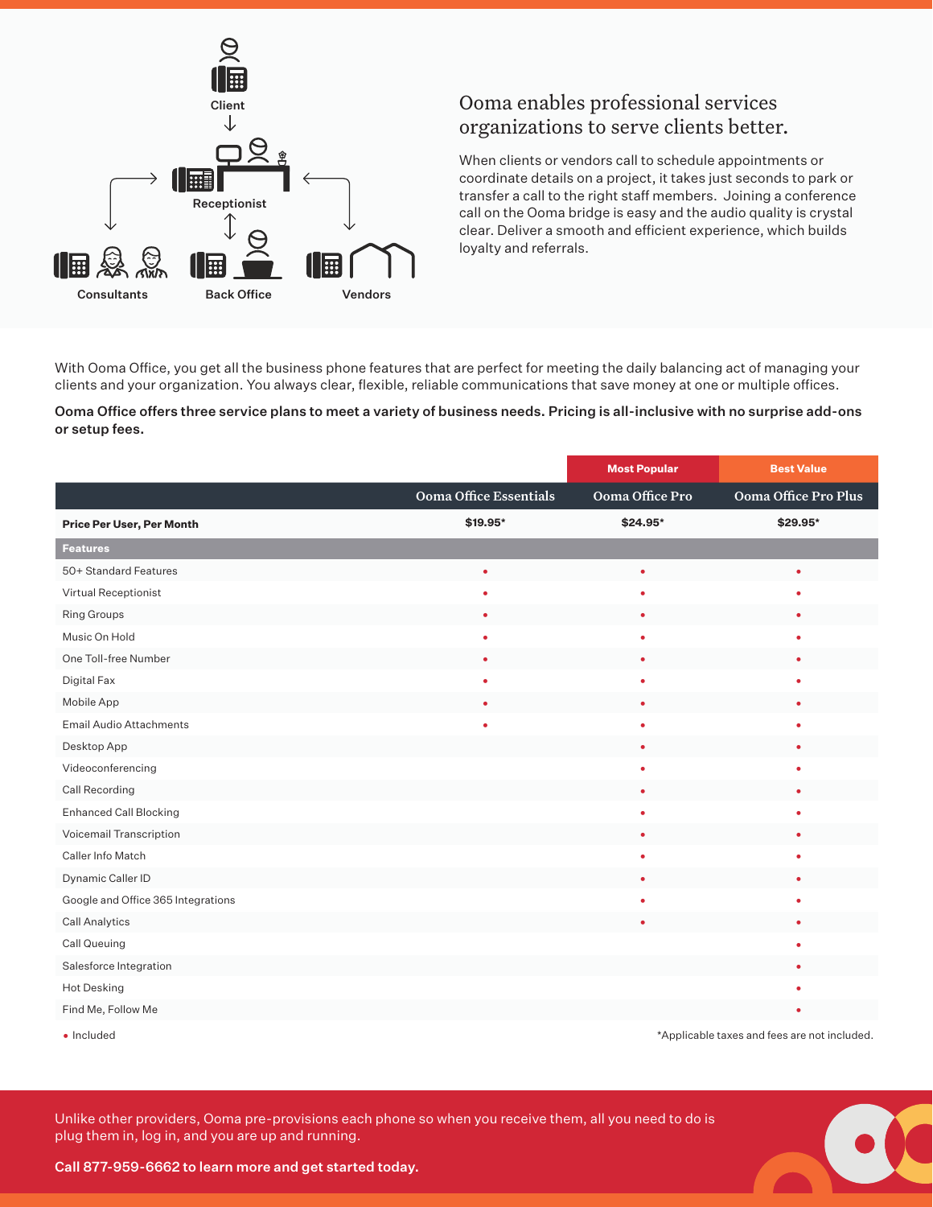Client

Receptionist

Consultants

Back Office

Vendors

## Ooma enables professional services organizations to serve clients better.

When clients or vendors call to schedule appointments or coordinate details on a project, it takes just seconds to park or transfer a call to the right staff members. Joining a conference call on the Ooma bridge is easy and the audio quality is crystal clear. Deliver a smooth and efficient experience, which builds loyalty and referrals.

With Ooma Office, you get all the business phone features that are perfect for meeting the daily balancing act of managing your clients and your organization. You always clear, flexible, reliable communications that save money at one or multiple offices.

**Ooma Office offers three service plans to meet a variety of business needs. Pricing is all-inclusive with no surprise add-ons or setup fees.**

| | | Most Popular | Best Value |
|---|---|---|---|
| | Ooma Office Essentials | Ooma Office Pro | Ooma Office Pro Plus |
| **Price Per User, Per Month** | **$19.95*** | **$24.95*** | **$29.95*** |
| **Features** | | | |
| 50+ Standard Features | • | • | • |
| Virtual Receptionist | • | • | • |
| Ring Groups | • | • | • |
| Music On Hold | • | • | • |
| One Toll-free Number | • | • | • |
| Digital Fax | • | • | • |
| Mobile App | • | • | • |
| Email Audio Attachments | • | • | • |
| Desktop App | | • | • |
| Videoconferencing | | • | • |
| Call Recording | | • | • |
| Enhanced Call Blocking | | • | • |
| Voicemail Transcription | | • | • |
| Caller Info Match | | • | • |
| Dynamic Caller ID | | • | • |
| Google and Office 365 Integrations | | • | • |
| Call Analytics | | • | • |
| Call Queuing | | | • |
| Salesforce Integration | | | • |
| Hot Desking | | | • |
| Find Me, Follow Me | | | • |

• Included

*Applicable taxes and fees are not included.

Unlike other providers, Ooma pre-provisions each phone so when you receive them, all you need to do is plug them in, log in, and you are up and running.

**Call 877-959-6662 to learn more and get started today.**